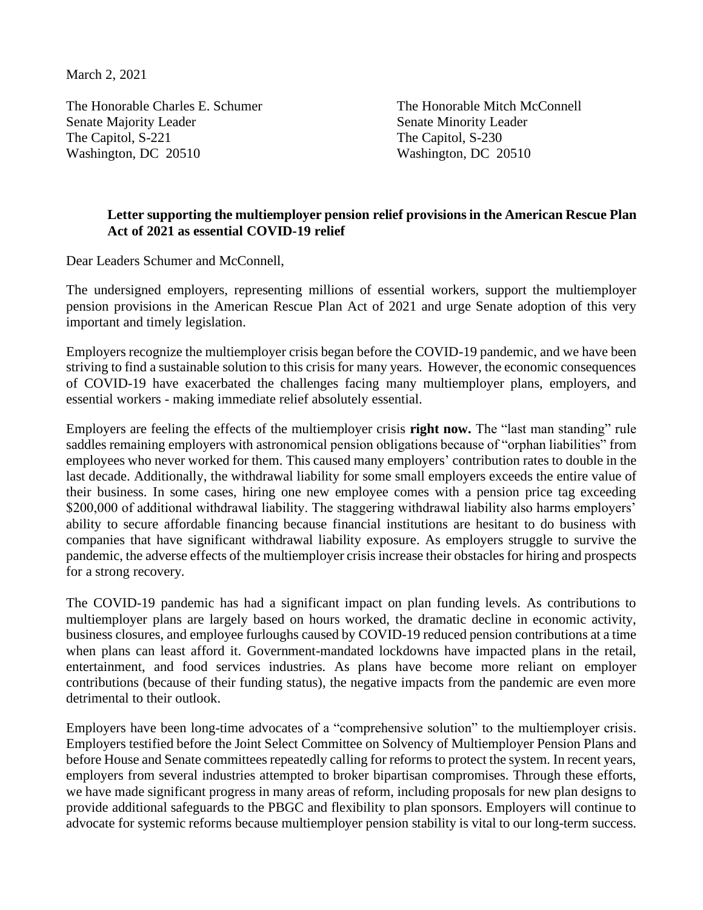March 2, 2021

The Honorable Charles E. Schumer
Senate Majority Leader
The Capitol, S-221
Washington, DC 20510

The Honorable Mitch McConnell
Senate Minority Leader
The Capitol, S-230
Washington, DC 20510

**Letter supporting the multiemployer pension relief provisions in the American Rescue Plan Act of 2021 as essential COVID-19 relief**

Dear Leaders Schumer and McConnell,

The undersigned employers, representing millions of essential workers, support the multiemployer pension provisions in the American Rescue Plan Act of 2021 and urge Senate adoption of this very important and timely legislation.

Employers recognize the multiemployer crisis began before the COVID-19 pandemic, and we have been striving to find a sustainable solution to this crisis for many years. However, the economic consequences of COVID-19 have exacerbated the challenges facing many multiemployer plans, employers, and essential workers - making immediate relief absolutely essential.

Employers are feeling the effects of the multiemployer crisis **right now.** The "last man standing" rule saddles remaining employers with astronomical pension obligations because of "orphan liabilities" from employees who never worked for them. This caused many employers' contribution rates to double in the last decade. Additionally, the withdrawal liability for some small employers exceeds the entire value of their business. In some cases, hiring one new employee comes with a pension price tag exceeding $200,000 of additional withdrawal liability. The staggering withdrawal liability also harms employers' ability to secure affordable financing because financial institutions are hesitant to do business with companies that have significant withdrawal liability exposure. As employers struggle to survive the pandemic, the adverse effects of the multiemployer crisis increase their obstacles for hiring and prospects for a strong recovery.

The COVID-19 pandemic has had a significant impact on plan funding levels. As contributions to multiemployer plans are largely based on hours worked, the dramatic decline in economic activity, business closures, and employee furloughs caused by COVID-19 reduced pension contributions at a time when plans can least afford it. Government-mandated lockdowns have impacted plans in the retail, entertainment, and food services industries. As plans have become more reliant on employer contributions (because of their funding status), the negative impacts from the pandemic are even more detrimental to their outlook.

Employers have been long-time advocates of a "comprehensive solution" to the multiemployer crisis. Employers testified before the Joint Select Committee on Solvency of Multiemployer Pension Plans and before House and Senate committees repeatedly calling for reforms to protect the system. In recent years, employers from several industries attempted to broker bipartisan compromises. Through these efforts, we have made significant progress in many areas of reform, including proposals for new plan designs to provide additional safeguards to the PBGC and flexibility to plan sponsors. Employers will continue to advocate for systemic reforms because multiemployer pension stability is vital to our long-term success.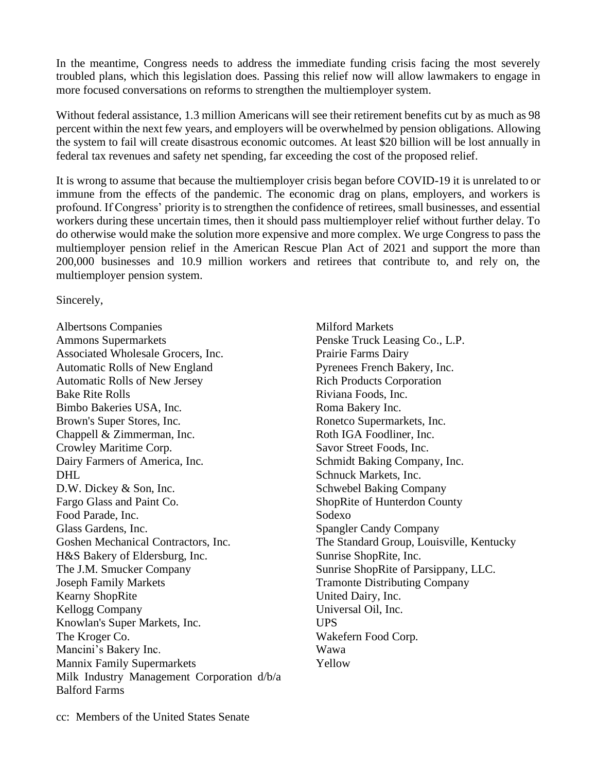In the meantime, Congress needs to address the immediate funding crisis facing the most severely troubled plans, which this legislation does. Passing this relief now will allow lawmakers to engage in more focused conversations on reforms to strengthen the multiemployer system.

Without federal assistance, 1.3 million Americans will see their retirement benefits cut by as much as 98 percent within the next few years, and employers will be overwhelmed by pension obligations. Allowing the system to fail will create disastrous economic outcomes. At least $20 billion will be lost annually in federal tax revenues and safety net spending, far exceeding the cost of the proposed relief.

It is wrong to assume that because the multiemployer crisis began before COVID-19 it is unrelated to or immune from the effects of the pandemic. The economic drag on plans, employers, and workers is profound. If Congress' priority is to strengthen the confidence of retirees, small businesses, and essential workers during these uncertain times, then it should pass multiemployer relief without further delay. To do otherwise would make the solution more expensive and more complex. We urge Congress to pass the multiemployer pension relief in the American Rescue Plan Act of 2021 and support the more than 200,000 businesses and 10.9 million workers and retirees that contribute to, and rely on, the multiemployer pension system.

Sincerely,

Albertsons Companies
Ammons Supermarkets
Associated Wholesale Grocers, Inc.
Automatic Rolls of New England
Automatic Rolls of New Jersey
Bake Rite Rolls
Bimbo Bakeries USA, Inc.
Brown's Super Stores, Inc.
Chappell & Zimmerman, Inc.
Crowley Maritime Corp.
Dairy Farmers of America, Inc.
DHL
D.W. Dickey & Son, Inc.
Fargo Glass and Paint Co.
Food Parade, Inc.
Glass Gardens, Inc.
Goshen Mechanical Contractors, Inc.
H&S Bakery of Eldersburg, Inc.
The J.M. Smucker Company
Joseph Family Markets
Kearny ShopRite
Kellogg Company
Knowlan's Super Markets, Inc.
The Kroger Co.
Mancini's Bakery Inc.
Mannix Family Supermarkets
Milk Industry Management Corporation d/b/a Balford Farms
Milford Markets
Penske Truck Leasing Co., L.P.
Prairie Farms Dairy
Pyrenees French Bakery, Inc.
Rich Products Corporation
Riviana Foods, Inc.
Roma Bakery Inc.
Ronetco Supermarkets, Inc.
Roth IGA Foodliner, Inc.
Savor Street Foods, Inc.
Schmidt Baking Company, Inc.
Schnuck Markets, Inc.
Schwebel Baking Company
ShopRite of Hunterdon County
Sodexo
Spangler Candy Company
The Standard Group, Louisville, Kentucky
Sunrise ShopRite, Inc.
Sunrise ShopRite of Parsippany, LLC.
Tramonte Distributing Company
United Dairy, Inc.
Universal Oil, Inc.
UPS
Wakefern Food Corp.
Wawa
Yellow

cc: Members of the United States Senate